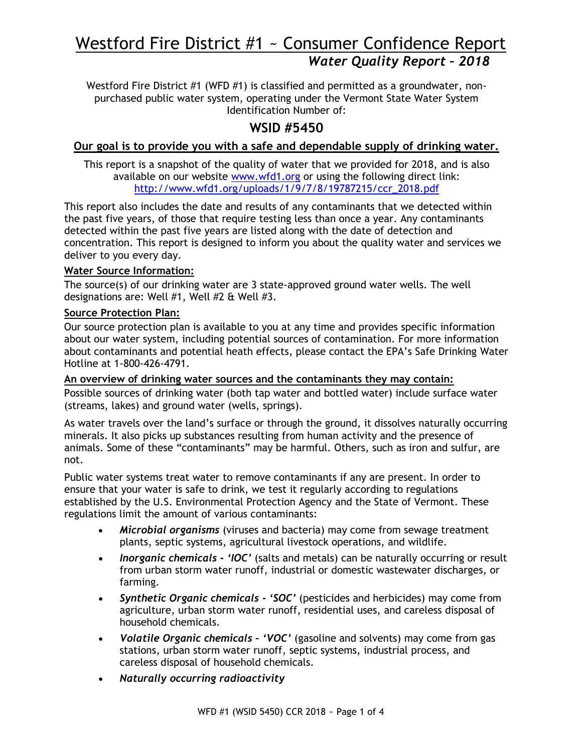# Westford Fire District #1 ~ Consumer Confidence Report

## *Water Quality Report – 2018*

Westford Fire District #1 (WFD #1) is classified and permitted as a groundwater, non-purchased public water system, operating under the Vermont State Water System Identification Number of:

## WSID #5450

**Our goal is to provide you with a safe and dependable supply of drinking water.**

This report is a snapshot of the quality of water that we provided for 2018, and is also available on our website www.wfd1.org or using the following direct link: http://www.wfd1.org/uploads/1/9/7/8/19787215/ccr_2018.pdf

This report also includes the date and results of any contaminants that we detected within the past five years, of those that require testing less than once a year. Any contaminants detected within the past five years are listed along with the date of detection and concentration. This report is designed to inform you about the quality water and services we deliver to you every day.

**Water Source Information:**

The source(s) of our drinking water are 3 state-approved ground water wells. The well designations are: Well #1, Well #2 & Well #3.

**Source Protection Plan:**

Our source protection plan is available to you at any time and provides specific information about our water system, including potential sources of contamination. For more information about contaminants and potential heath effects, please contact the EPA's Safe Drinking Water Hotline at 1-800-426-4791.

**An overview of drinking water sources and the contaminants they may contain:**

Possible sources of drinking water (both tap water and bottled water) include surface water (streams, lakes) and ground water (wells, springs).

As water travels over the land's surface or through the ground, it dissolves naturally occurring minerals. It also picks up substances resulting from human activity and the presence of animals. Some of these "contaminants" may be harmful. Others, such as iron and sulfur, are not.

Public water systems treat water to remove contaminants if any are present. In order to ensure that your water is safe to drink, we test it regularly according to regulations established by the U.S. Environmental Protection Agency and the State of Vermont. These regulations limit the amount of various contaminants:

- ***Microbial organisms*** (viruses and bacteria) may come from sewage treatment plants, septic systems, agricultural livestock operations, and wildlife.
- ***Inorganic chemicals - 'IOC'*** (salts and metals) can be naturally occurring or result from urban storm water runoff, industrial or domestic wastewater discharges, or farming.
- ***Synthetic Organic chemicals - 'SOC'*** (pesticides and herbicides) may come from agriculture, urban storm water runoff, residential uses, and careless disposal of household chemicals.
- ***Volatile Organic chemicals – 'VOC'*** (gasoline and solvents) may come from gas stations, urban storm water runoff, septic systems, industrial process, and careless disposal of household chemicals.
- ***Naturally occurring radioactivity***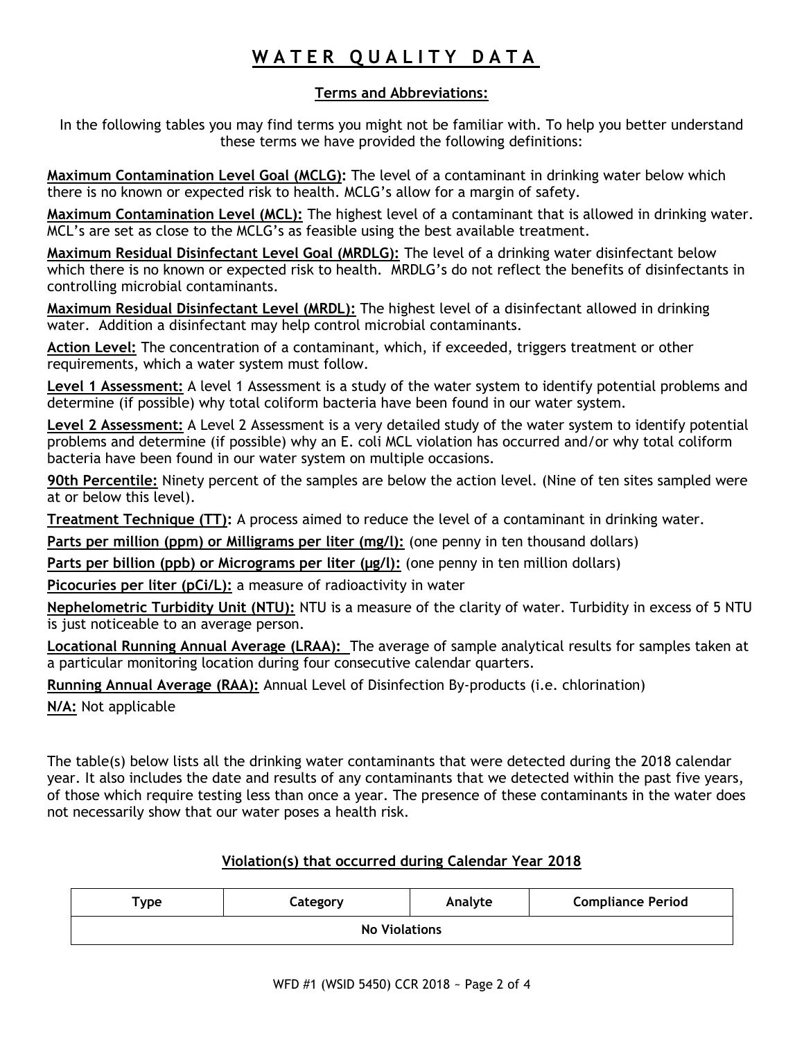# WATER QUALITY DATA

## Terms and Abbreviations:

In the following tables you may find terms you might not be familiar with. To help you better understand these terms we have provided the following definitions:

**Maximum Contamination Level Goal (MCLG):** The level of a contaminant in drinking water below which there is no known or expected risk to health. MCLG's allow for a margin of safety.

**Maximum Contamination Level (MCL):** The highest level of a contaminant that is allowed in drinking water. MCL's are set as close to the MCLG's as feasible using the best available treatment.

**Maximum Residual Disinfectant Level Goal (MRDLG):** The level of a drinking water disinfectant below which there is no known or expected risk to health. MRDLG's do not reflect the benefits of disinfectants in controlling microbial contaminants.

**Maximum Residual Disinfectant Level (MRDL):** The highest level of a disinfectant allowed in drinking water. Addition a disinfectant may help control microbial contaminants.

**Action Level:** The concentration of a contaminant, which, if exceeded, triggers treatment or other requirements, which a water system must follow.

**Level 1 Assessment:** A level 1 Assessment is a study of the water system to identify potential problems and determine (if possible) why total coliform bacteria have been found in our water system.

**Level 2 Assessment:** A Level 2 Assessment is a very detailed study of the water system to identify potential problems and determine (if possible) why an E. coli MCL violation has occurred and/or why total coliform bacteria have been found in our water system on multiple occasions.

**90th Percentile:** Ninety percent of the samples are below the action level. (Nine of ten sites sampled were at or below this level).

**Treatment Technique (TT):** A process aimed to reduce the level of a contaminant in drinking water.

**Parts per million (ppm) or Milligrams per liter (mg/l):** (one penny in ten thousand dollars)

**Parts per billion (ppb) or Micrograms per liter (µg/l):** (one penny in ten million dollars)

**Picocuries per liter (pCi/L):** a measure of radioactivity in water

**Nephelometric Turbidity Unit (NTU):** NTU is a measure of the clarity of water. Turbidity in excess of 5 NTU is just noticeable to an average person.

**Locational Running Annual Average (LRAA):** The average of sample analytical results for samples taken at a particular monitoring location during four consecutive calendar quarters.

**Running Annual Average (RAA):** Annual Level of Disinfection By-products (i.e. chlorination)

**N/A:** Not applicable

The table(s) below lists all the drinking water contaminants that were detected during the 2018 calendar year. It also includes the date and results of any contaminants that we detected within the past five years, of those which require testing less than once a year. The presence of these contaminants in the water does not necessarily show that our water poses a health risk.

## Violation(s) that occurred during Calendar Year 2018

| Type | Category | Analyte | Compliance Period |
|---|---|---|---|
| No Violations | | | |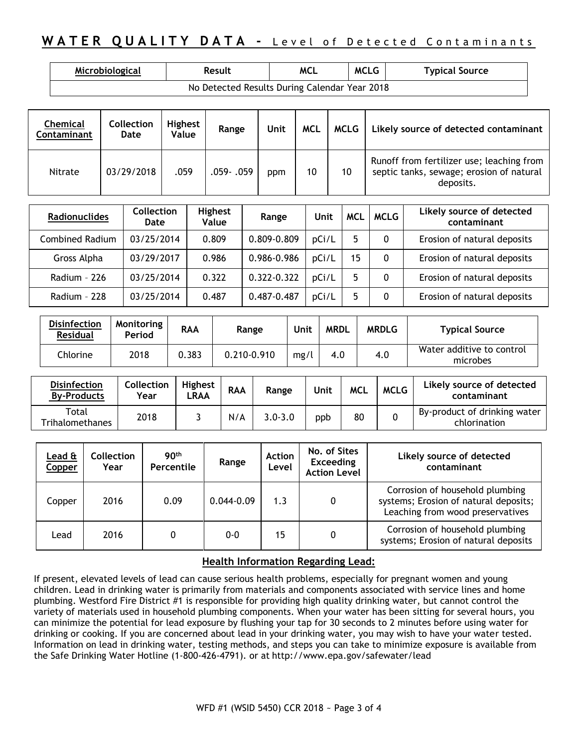# WATER QUALITY DATA - Level of Detected Contaminants

| Microbiological | Result | MCL | MCLG | Typical Source |
|---|---|---|---|---|
| No Detected Results During Calendar Year 2018 | | | | |

| Chemical Contaminant | Collection Date | Highest Value | Range | Unit | MCL | MCLG | Likely source of detected contaminant |
|---|---|---|---|---|---|---|---|
| Nitrate | 03/29/2018 | .059 | .059- .059 | ppm | 10 | 10 | Runoff from fertilizer use; leaching from septic tanks, sewage; erosion of natural deposits. |

| Radionuclides | Collection Date | Highest Value | Range | Unit | MCL | MCLG | Likely source of detected contaminant |
|---|---|---|---|---|---|---|---|
| Combined Radium | 03/25/2014 | 0.809 | 0.809-0.809 | pCi/L | 5 | 0 | Erosion of natural deposits |
| Gross Alpha | 03/29/2017 | 0.986 | 0.986-0.986 | pCi/L | 15 | 0 | Erosion of natural deposits |
| Radium – 226 | 03/25/2014 | 0.322 | 0.322-0.322 | pCi/L | 5 | 0 | Erosion of natural deposits |
| Radium – 228 | 03/25/2014 | 0.487 | 0.487-0.487 | pCi/L | 5 | 0 | Erosion of natural deposits |

| Disinfection Residual | Monitoring Period | RAA | Range | Unit | MRDL | MRDLG | Typical Source |
|---|---|---|---|---|---|---|---|
| Chlorine | 2018 | 0.383 | 0.210-0.910 | mg/l | 4.0 | 4.0 | Water additive to control microbes |

| Disinfection By-Products | Collection Year | Highest LRAA | RAA | Range | Unit | MCL | MCLG | Likely source of detected contaminant |
|---|---|---|---|---|---|---|---|---|
| Total Trihalomethanes | 2018 | 3 | N/A | 3.0-3.0 | ppb | 80 | 0 | By-product of drinking water chlorination |

| Lead & Copper | Collection Year | 90th Percentile | Range | Action Level | No. of Sites Exceeding Action Level | Likely source of detected contaminant |
|---|---|---|---|---|---|---|
| Copper | 2016 | 0.09 | 0.044-0.09 | 1.3 | 0 | Corrosion of household plumbing systems; Erosion of natural deposits; Leaching from wood preservatives |
| Lead | 2016 | 0 | 0-0 | 15 | 0 | Corrosion of household plumbing systems; Erosion of natural deposits |

## Health Information Regarding Lead:

If present, elevated levels of lead can cause serious health problems, especially for pregnant women and young children. Lead in drinking water is primarily from materials and components associated with service lines and home plumbing. Westford Fire District #1 is responsible for providing high quality drinking water, but cannot control the variety of materials used in household plumbing components. When your water has been sitting for several hours, you can minimize the potential for lead exposure by flushing your tap for 30 seconds to 2 minutes before using water for drinking or cooking. If you are concerned about lead in your drinking water, you may wish to have your water tested. Information on lead in drinking water, testing methods, and steps you can take to minimize exposure is available from the Safe Drinking Water Hotline (1-800-426-4791). or at http://www.epa.gov/safewater/lead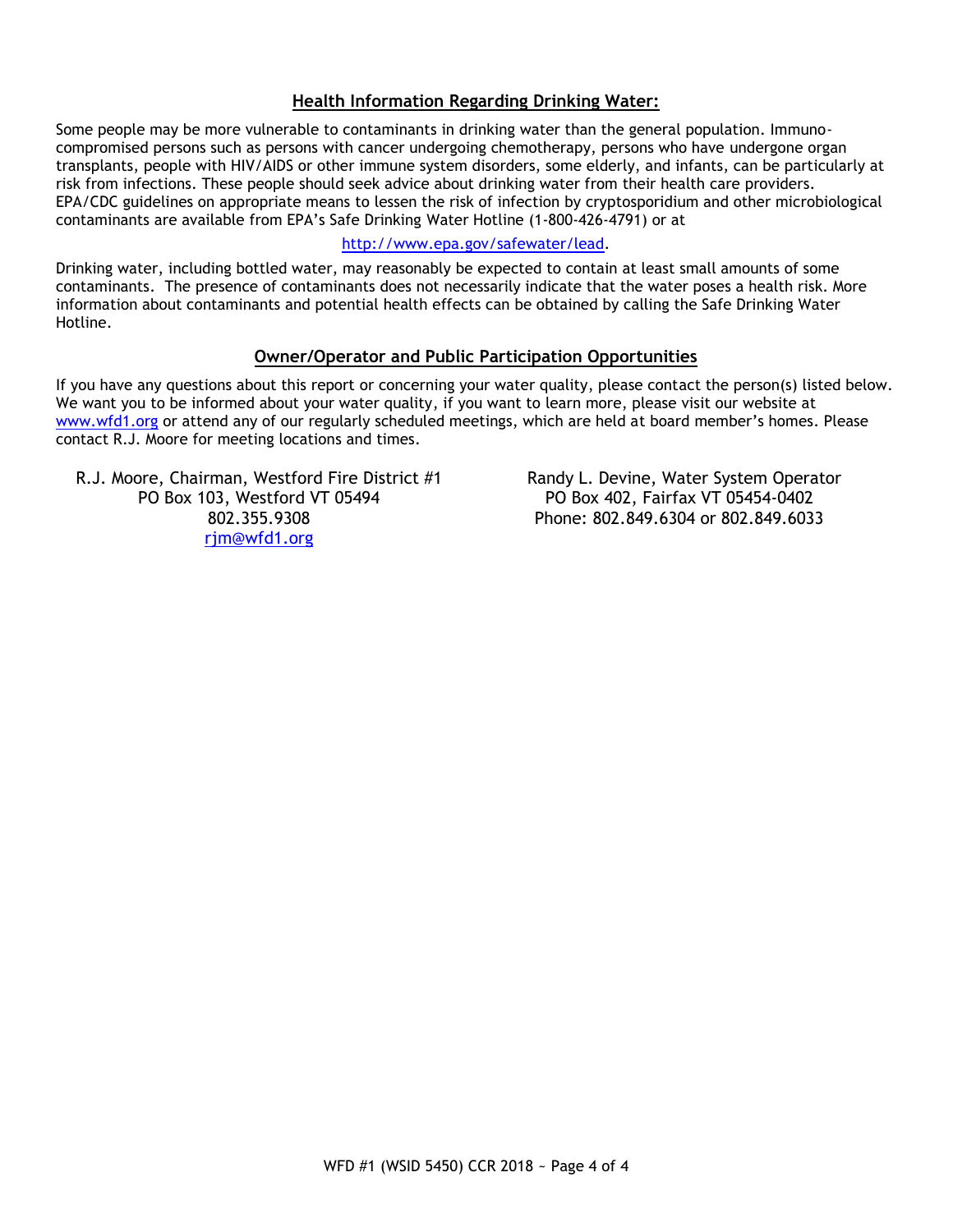## Health Information Regarding Drinking Water:

Some people may be more vulnerable to contaminants in drinking water than the general population. Immuno-compromised persons such as persons with cancer undergoing chemotherapy, persons who have undergone organ transplants, people with HIV/AIDS or other immune system disorders, some elderly, and infants, can be particularly at risk from infections. These people should seek advice about drinking water from their health care providers. EPA/CDC guidelines on appropriate means to lessen the risk of infection by cryptosporidium and other microbiological contaminants are available from EPA's Safe Drinking Water Hotline (1-800-426-4791) or at

http://www.epa.gov/safewater/lead.

Drinking water, including bottled water, may reasonably be expected to contain at least small amounts of some contaminants. The presence of contaminants does not necessarily indicate that the water poses a health risk. More information about contaminants and potential health effects can be obtained by calling the Safe Drinking Water Hotline.

## Owner/Operator and Public Participation Opportunities

If you have any questions about this report or concerning your water quality, please contact the person(s) listed below. We want you to be informed about your water quality, if you want to learn more, please visit our website at www.wfd1.org or attend any of our regularly scheduled meetings, which are held at board member's homes. Please contact R.J. Moore for meeting locations and times.

R.J. Moore, Chairman, Westford Fire District #1
PO Box 103, Westford VT 05494
802.355.9308
rjm@wfd1.org

Randy L. Devine, Water System Operator
PO Box 402, Fairfax VT 05454-0402
Phone: 802.849.6304 or 802.849.6033